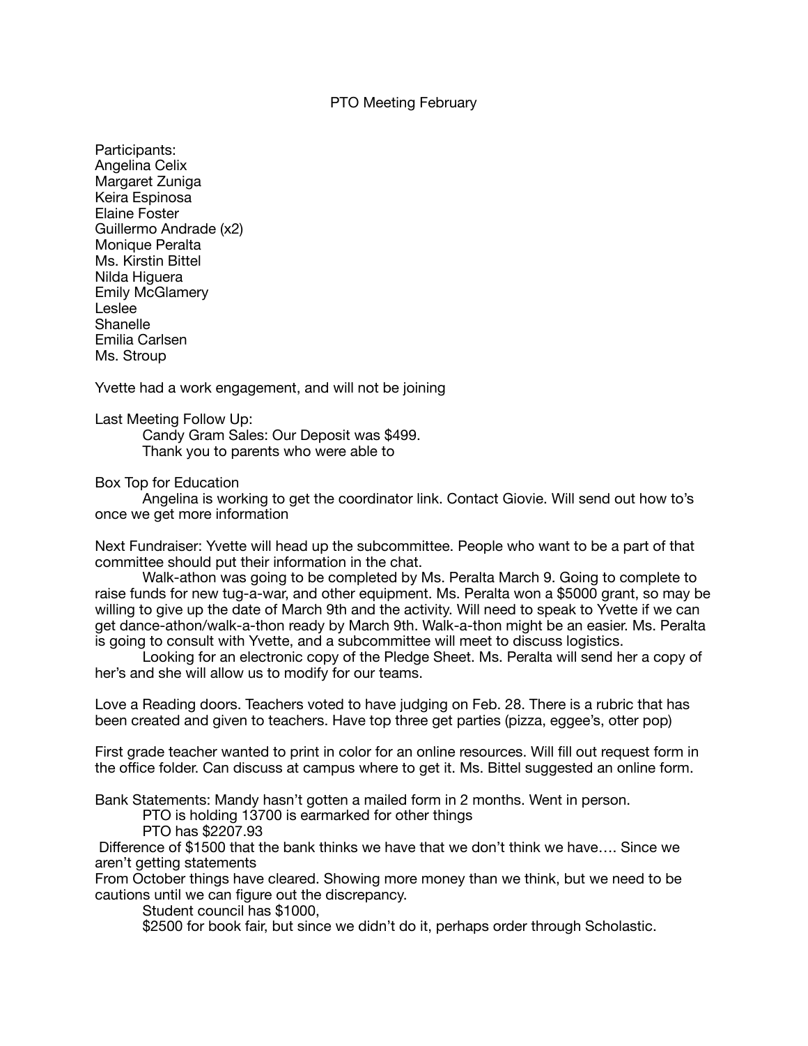# PTO Meeting February

Participants:
Angelina Celix
Margaret Zuniga
Keira Espinosa
Elaine Foster
Guillermo Andrade (x2)
Monique Peralta
Ms. Kirstin Bittel
Nilda Higuera
Emily McGlamery
Leslee
Shanelle
Emilia Carlsen
Ms. Stroup

Yvette had a work engagement, and will not be joining

Last Meeting Follow Up:

Candy Gram Sales: Our Deposit was $499.
Thank you to parents who were able to

Box Top for Education

Angelina is working to get the coordinator link. Contact Giovie. Will send out how to's once we get more information

Next Fundraiser: Yvette will head up the subcommittee. People who want to be a part of that committee should put their information in the chat.

Walk-athon was going to be completed by Ms. Peralta March 9. Going to complete to raise funds for new tug-a-war, and other equipment. Ms. Peralta won a $5000 grant, so may be willing to give up the date of March 9th and the activity. Will need to speak to Yvette if we can get dance-athon/walk-a-thon ready by March 9th. Walk-a-thon might be an easier. Ms. Peralta is going to consult with Yvette, and a subcommittee will meet to discuss logistics.

Looking for an electronic copy of the Pledge Sheet. Ms. Peralta will send her a copy of her's and she will allow us to modify for our teams.

Love a Reading doors. Teachers voted to have judging on Feb. 28. There is a rubric that has been created and given to teachers. Have top three get parties (pizza, eggee's, otter pop)

First grade teacher wanted to print in color for an online resources. Will fill out request form in the office folder. Can discuss at campus where to get it. Ms. Bittel suggested an online form.

Bank Statements: Mandy hasn't gotten a mailed form in 2 months. Went in person.

PTO is holding 13700 is earmarked for other things
PTO has $2207.93

Difference of $1500 that the bank thinks we have that we don't think we have…. Since we aren't getting statements

From October things have cleared. Showing more money than we think, but we need to be cautions until we can figure out the discrepancy.

Student council has $1000,
$2500 for book fair, but since we didn't do it, perhaps order through Scholastic.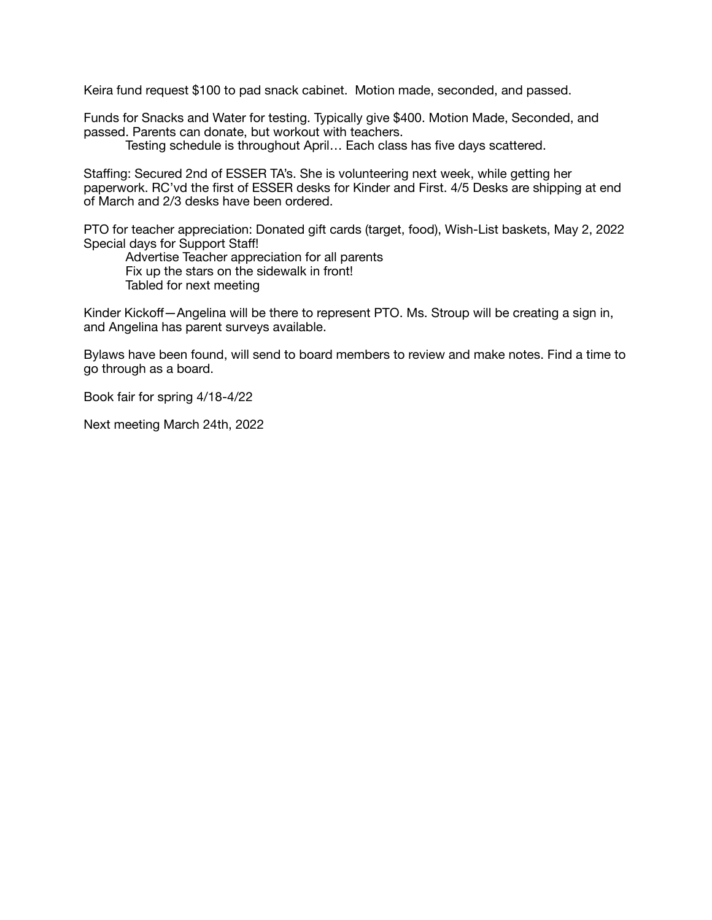Keira fund request $100 to pad snack cabinet. Motion made, seconded, and passed.

Funds for Snacks and Water for testing. Typically give $400. Motion Made, Seconded, and passed. Parents can donate, but workout with teachers.

    Testing schedule is throughout April… Each class has five days scattered.

Staffing: Secured 2nd of ESSER TA's. She is volunteering next week, while getting her paperwork. RC'vd the first of ESSER desks for Kinder and First. 4/5 Desks are shipping at end of March and 2/3 desks have been ordered.

PTO for teacher appreciation: Donated gift cards (target, food), Wish-List baskets, May 2, 2022 Special days for Support Staff!

    Advertise Teacher appreciation for all parents
    Fix up the stars on the sidewalk in front!
    Tabled for next meeting

Kinder Kickoff—Angelina will be there to represent PTO. Ms. Stroup will be creating a sign in, and Angelina has parent surveys available.

Bylaws have been found, will send to board members to review and make notes. Find a time to go through as a board.

Book fair for spring 4/18-4/22

Next meeting March 24th, 2022